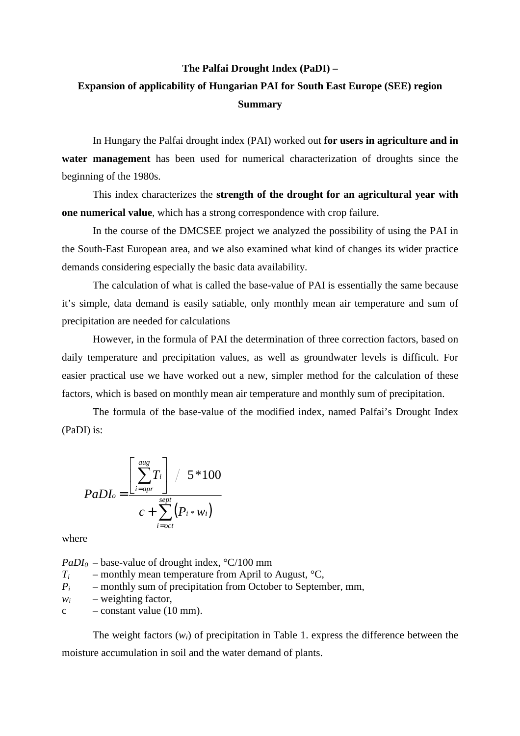# The Palfai Drought Index (PaDI) –

## Expansion of applicability of Hungarian PAI for South East Europe (SEE) region

### Summary

In Hungary the Palfai drought index (PAI) worked out **for users in agriculture and in water management** has been used for numerical characterization of droughts since the beginning of the 1980s.

This index characterizes the **strength of the drought for an agricultural year with one numerical value**, which has a strong correspondence with crop failure.

In the course of the DMCSEE project we analyzed the possibility of using the PAI in the South-East European area, and we also examined what kind of changes its wider practice demands considering especially the basic data availability.

The calculation of what is called the base-value of PAI is essentially the same because it's simple, data demand is easily satiable, only monthly mean air temperature and sum of precipitation are needed for calculations

However, in the formula of PAI the determination of three correction factors, based on daily temperature and precipitation values, as well as groundwater levels is difficult. For easier practical use we have worked out a new, simpler method for the calculation of these factors, which is based on monthly mean air temperature and monthly sum of precipitation.

The formula of the base-value of the modified index, named Palfai's Drought Index (PaDI) is:

$$PaDI_o = \frac{\left[\sum_{i=apr}^{aug} T_i\right] / 5*100}{c + \sum_{i=oct}^{sept} (P_i * w_i)}$$

where

$PaDI_0$ – base-value of drought index, °C/100 mm
$T_i$ – monthly mean temperature from April to August, °C,
$P_i$ – monthly sum of precipitation from October to September, mm,
$w_i$ – weighting factor,
c – constant value (10 mm).

The weight factors ($w_i$) of precipitation in Table 1. express the difference between the moisture accumulation in soil and the water demand of plants.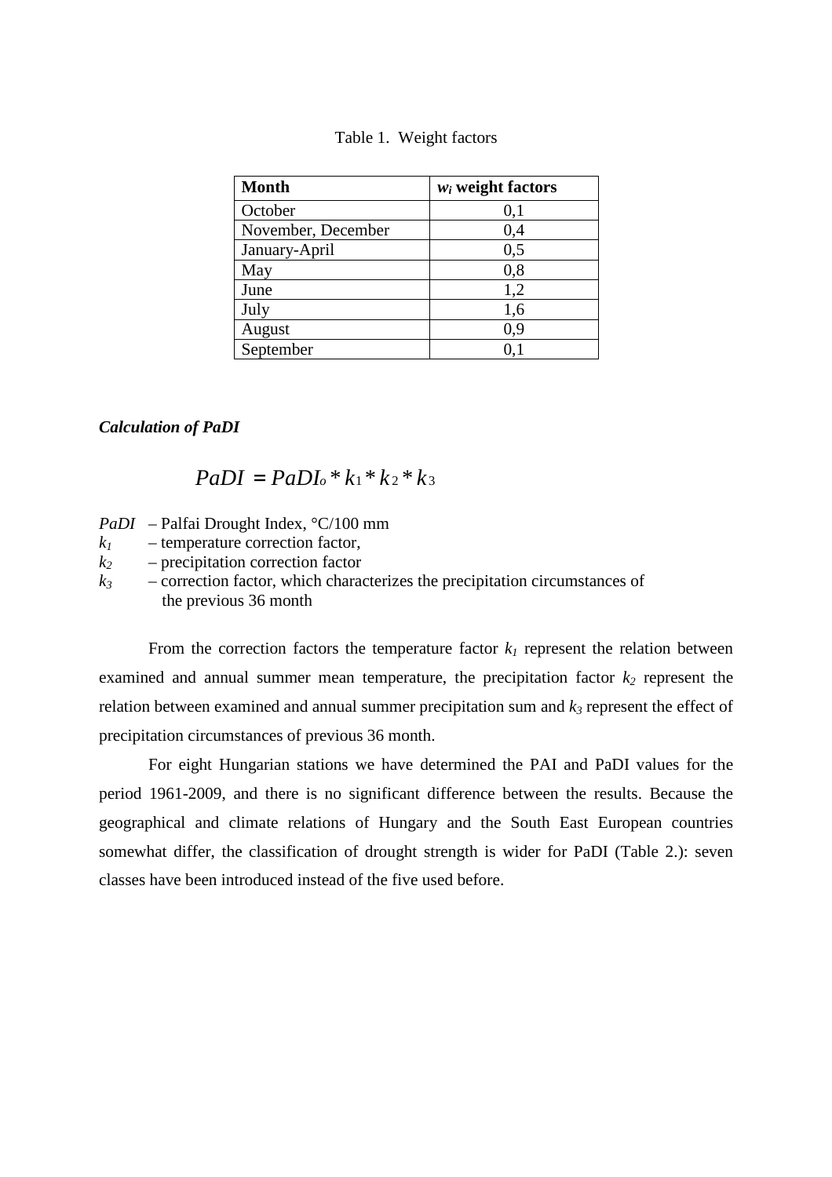Table 1. Weight factors

| **Month** | ***$w_i$* weight factors** |
|---|---|
| October | 0,1 |
| November, December | 0,4 |
| January-April | 0,5 |
| May | 0,8 |
| June | 1,2 |
| July | 1,6 |
| August | 0,9 |
| September | 0,1 |

***Calculation of PaDI***

$$PaDI = PaDI_o * k_1 * k_2 * k_3$$

*PaDI* – Palfai Drought Index, °C/100 mm
$k_1$ – temperature correction factor,
$k_2$ – precipitation correction factor
$k_3$ – correction factor, which characterizes the precipitation circumstances of the previous 36 month

From the correction factors the temperature factor $k_1$ represent the relation between examined and annual summer mean temperature, the precipitation factor $k_2$ represent the relation between examined and annual summer precipitation sum and $k_3$ represent the effect of precipitation circumstances of previous 36 month.

For eight Hungarian stations we have determined the PAI and PaDI values for the period 1961-2009, and there is no significant difference between the results. Because the geographical and climate relations of Hungary and the South East European countries somewhat differ, the classification of drought strength is wider for PaDI (Table 2.): seven classes have been introduced instead of the five used before.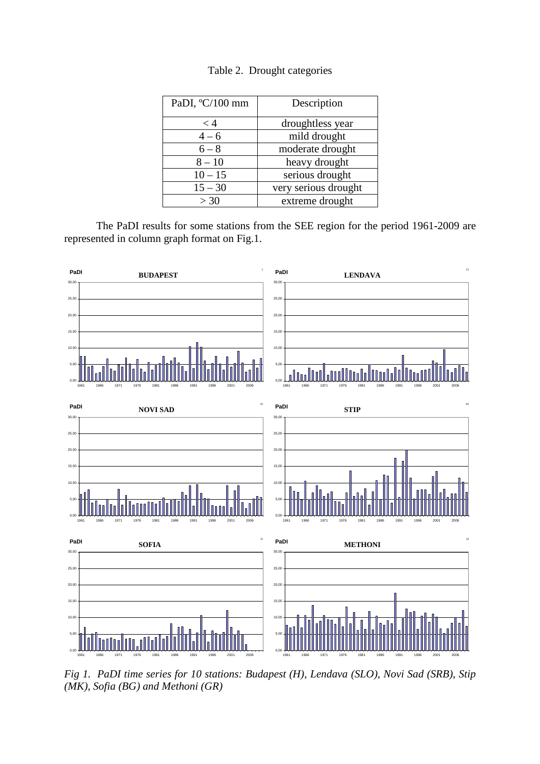Table 2. Drought categories

| PaDI, ºC/100 mm | Description |
|---|---|
| < 4 | droughtless year |
| 4 – 6 | mild drought |
| 6 – 8 | moderate drought |
| 8 – 10 | heavy drought |
| 10 – 15 | serious drought |
| 15 – 30 | very serious drought |
| > 30 | extreme drought |

The PaDI results for some stations from the SEE region for the period 1961-2009 are represented in column graph format on Fig.1.

*Fig 1. PaDI time series for 10 stations: Budapest (H), Lendava (SLO), Novi Sad (SRB), Stip (MK), Sofia (BG) and Methoni (GR)*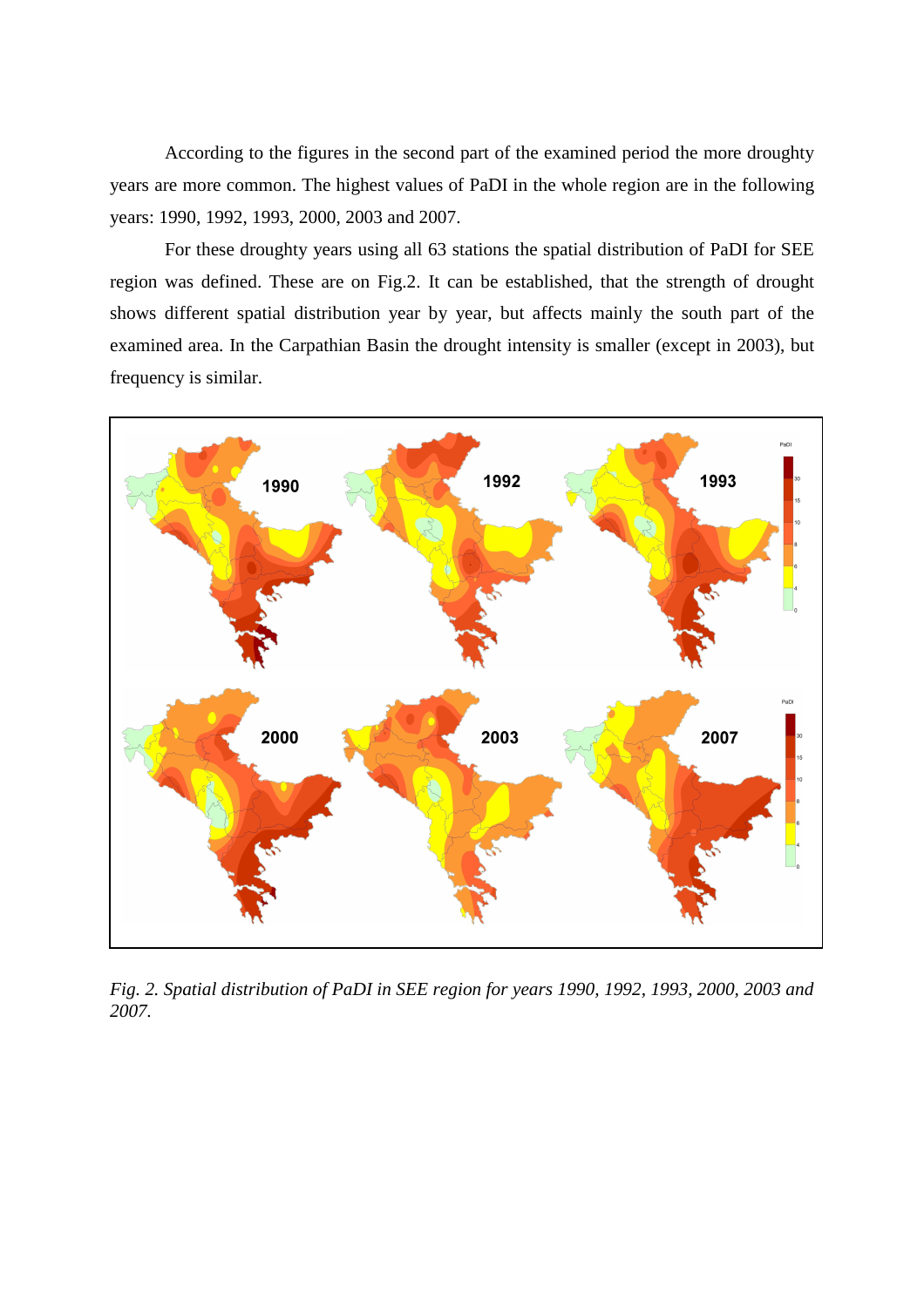According to the figures in the second part of the examined period the more droughty years are more common. The highest values of PaDI in the whole region are in the following years: 1990, 1992, 1993, 2000, 2003 and 2007.

For these droughty years using all 63 stations the spatial distribution of PaDI for SEE region was defined. These are on Fig.2. It can be established, that the strength of drought shows different spatial distribution year by year, but affects mainly the south part of the examined area. In the Carpathian Basin the drought intensity is smaller (except in 2003), but frequency is similar.

*Fig. 2. Spatial distribution of PaDI in SEE region for years 1990, 1992, 1993, 2000, 2003 and 2007.*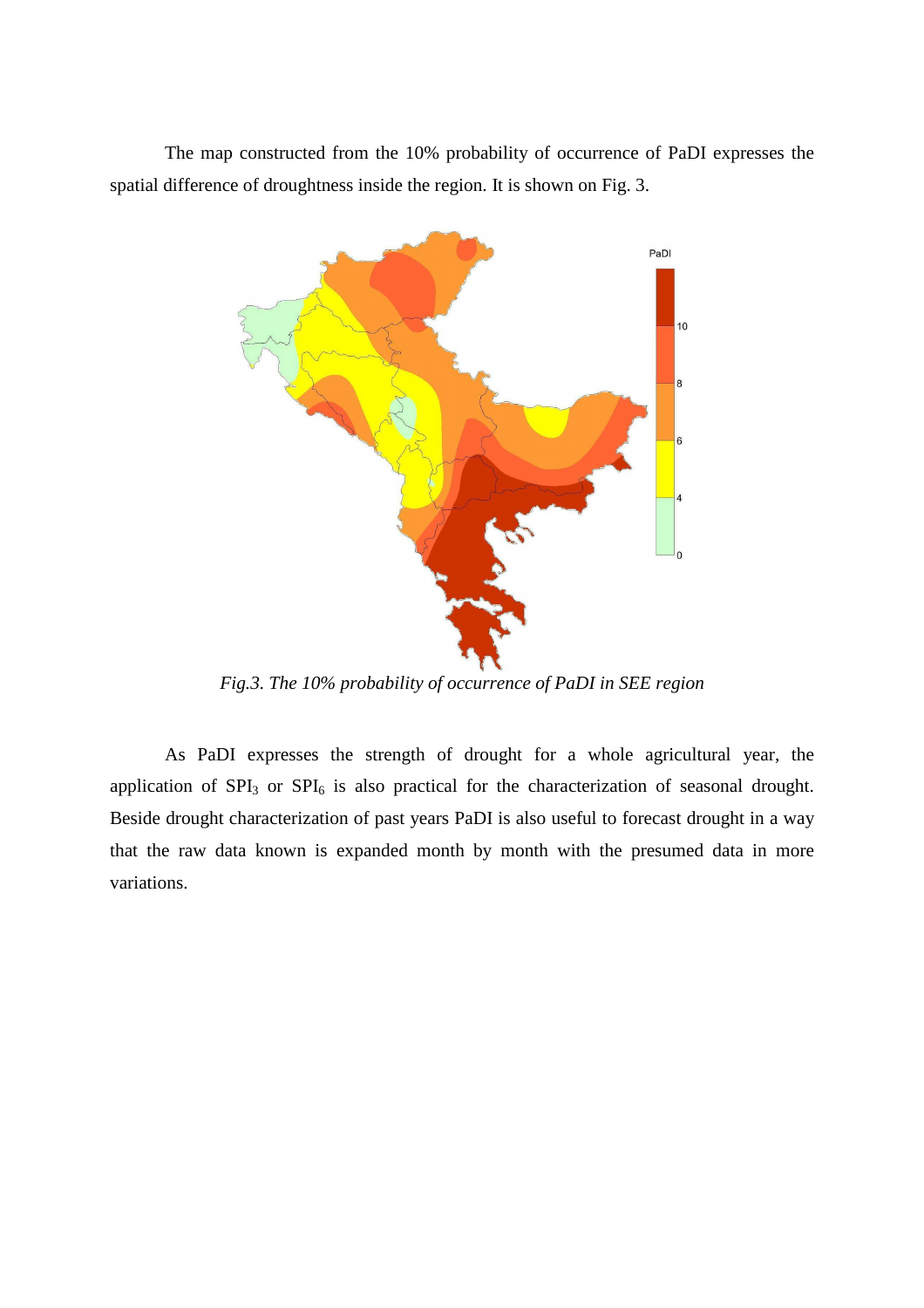The map constructed from the 10% probability of occurrence of PaDI expresses the spatial difference of droughtness inside the region. It is shown on Fig. 3.

PaDI

10

8

6

4

0

*Fig.3. The 10% probability of occurrence of PaDI in SEE region*

As PaDI expresses the strength of drought for a whole agricultural year, the application of $SPI_3$ or $SPI_6$ is also practical for the characterization of seasonal drought. Beside drought characterization of past years PaDI is also useful to forecast drought in a way that the raw data known is expanded month by month with the presumed data in more variations.